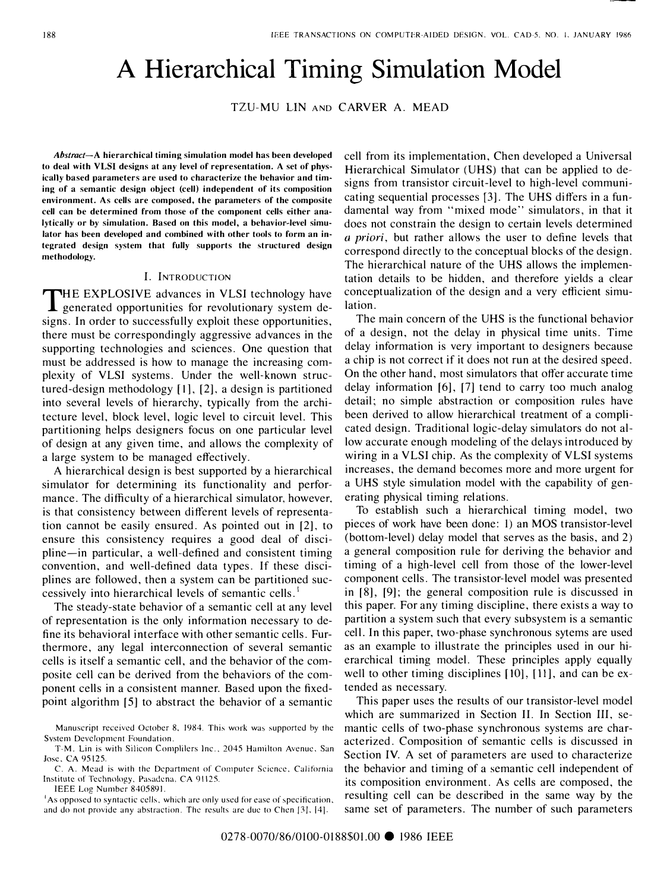# A Hierarchical Timing Simulation Model

TZU-MU LIN AND CARVER A. MEAD

***Abstract*—A hierarchical timing simulation model has been developed to deal with VLSI designs at any level of representation. A set of physically based parameters are used to characterize the behavior and timing of a semantic design object (cell) independent of its composition environment. As cells are composed, the parameters of the composite cell can be determined from those of the component cells either analytically or by simulation. Based on this model, a behavior-level simulator has been developed and combined with other tools to form an integrated design system that fully supports the structured design methodology.**

## I. INTRODUCTION

THE EXPLOSIVE advances in VLSI technology have generated opportunities for revolutionary system designs. In order to successfully exploit these opportunities, there must be correspondingly aggressive advances in the supporting technologies and sciences. One question that must be addressed is how to manage the increasing complexity of VLSI systems. Under the well-known structured-design methodology [1], [2], a design is partitioned into several levels of hierarchy, typically from the architecture level, block level, logic level to circuit level. This partitioning helps designers focus on one particular level of design at any given time, and allows the complexity of a large system to be managed effectively.

A hierarchical design is best supported by a hierarchical simulator for determining its functionality and performance. The difficulty of a hierarchical simulator, however, is that consistency between different levels of representation cannot be easily ensured. As pointed out in [2], to ensure this consistency requires a good deal of discipline—in particular, a well-defined and consistent timing convention, and well-defined data types. If these disciplines are followed, then a system can be partitioned successively into hierarchical levels of semantic cells.[1]

The steady-state behavior of a semantic cell at any level of representation is the only information necessary to define its behavioral interface with other semantic cells. Furthermore, any legal interconnection of several semantic cells is itself a semantic cell, and the behavior of the composite cell can be derived from the behaviors of the component cells in a consistent manner. Based upon the fixed-point algorithm [5] to abstract the behavior of a semantic cell from its implementation, Chen developed a Universal Hierarchical Simulator (UHS) that can be applied to designs from transistor circuit-level to high-level communicating sequential processes [3]. The UHS differs in a fundamental way from "mixed mode" simulators, in that it does not constrain the design to certain levels determined *a priori*, but rather allows the user to define levels that correspond directly to the conceptual blocks of the design. The hierarchical nature of the UHS allows the implementation details to be hidden, and therefore yields a clear conceptualization of the design and a very efficient simulation.

The main concern of the UHS is the functional behavior of a design, not the delay in physical time units. Time delay information is very important to designers because a chip is not correct if it does not run at the desired speed. On the other hand, most simulators that offer accurate time delay information [6], [7] tend to carry too much analog detail; no simple abstraction or composition rules have been derived to allow hierarchical treatment of a complicated design. Traditional logic-delay simulators do not allow accurate enough modeling of the delays introduced by wiring in a VLSI chip. As the complexity of VLSI systems increases, the demand becomes more and more urgent for a UHS style simulation model with the capability of generating physical timing relations.

To establish such a hierarchical timing model, two pieces of work have been done: 1) an MOS transistor-level (bottom-level) delay model that serves as the basis, and 2) a general composition rule for deriving the behavior and timing of a high-level cell from those of the lower-level component cells. The transistor-level model was presented in [8], [9]; the general composition rule is discussed in this paper. For any timing discipline, there exists a way to partition a system such that every subsystem is a semantic cell. In this paper, two-phase synchronous sytems are used as an example to illustrate the principles used in our hierarchical timing model. These principles apply equally well to other timing disciplines [10], [11], and can be extended as necessary.

This paper uses the results of our transistor-level model which are summarized in Section II. In Section III, semantic cells of two-phase synchronous systems are characterized. Composition of semantic cells is discussed in Section IV. A set of parameters are used to characterize the behavior and timing of a semantic cell independent of its composition environment. As cells are composed, the resulting cell can be described in the same way by the same set of parameters. The number of such parameters

---

Manuscript received October 8, 1984. This work was supported by the System Development Foundation.

T-M. Lin is with Silicon Compliers Inc., 2045 Hamilton Avenue, San Jose, CA 95125.

C. A. Mead is with the Department of Computer Science, California Institute of Technology, Pasadena, CA 91125.

IEEE Log Number 8405891.

[1] As opposed to syntactic cells, which are only used for ease of specification, and do not provide any abstraction. The results are due to Chen [3], [4].

0278-0070/86/0100-0188$01.00 © 1986 IEEE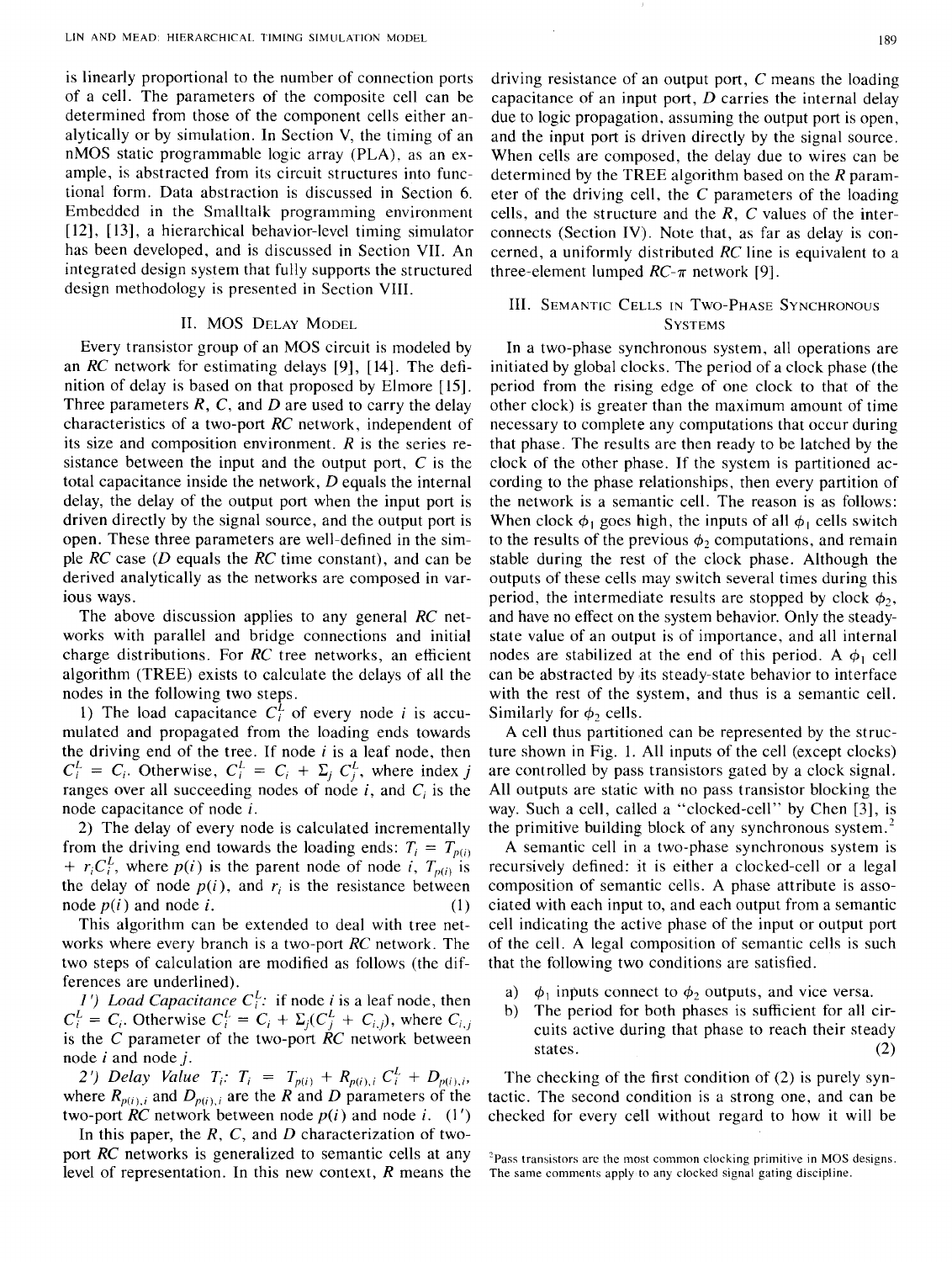is linearly proportional to the number of connection ports of a cell. The parameters of the composite cell can be determined from those of the component cells either analytically or by simulation. In Section V, the timing of an nMOS static programmable logic array (PLA), as an example, is abstracted from its circuit structures into functional form. Data abstraction is discussed in Section 6. Embedded in the Smalltalk programming environment [12], [13], a hierarchical behavior-level timing simulator has been developed, and is discussed in Section VII. An integrated design system that fully supports the structured design methodology is presented in Section VIII.

## II. MOS Delay Model

Every transistor group of an MOS circuit is modeled by an *RC* network for estimating delays [9], [14]. The definition of delay is based on that proposed by Elmore [15]. Three parameters *R*, *C*, and *D* are used to carry the delay characteristics of a two-port *RC* network, independent of its size and composition environment. *R* is the series resistance between the input and the output port, *C* is the total capacitance inside the network, *D* equals the internal delay, the delay of the output port when the input port is driven directly by the signal source, and the output port is open. These three parameters are well-defined in the simple *RC* case (*D* equals the *RC* time constant), and can be derived analytically as the networks are composed in various ways.

The above discussion applies to any general *RC* networks with parallel and bridge connections and initial charge distributions. For *RC* tree networks, an efficient algorithm (TREE) exists to calculate the delays of all the nodes in the following two steps.

1) The load capacitance $C_i^L$ of every node $i$ is accumulated and propagated from the loading ends towards the driving end of the tree. If node $i$ is a leaf node, then $C_i^L = C_i$. Otherwise, $C_i^L = C_i + \Sigma_j C_j^L$, where index $j$ ranges over all succeeding nodes of node $i$, and $C_i$ is the node capacitance of node $i$.

2) The delay of every node is calculated incrementally from the driving end towards the loading ends: $T_i = T_{p(i)} + r_i C_i^L$, where $p(i)$ is the parent node of node $i$, $T_{p(i)}$ is the delay of node $p(i)$, and $r_i$ is the resistance between node $p(i)$ and node $i$. (1)

This algorithm can be extended to deal with tree networks where every branch is a two-port *RC* network. The two steps of calculation are modified as follows (the differences are underlined).

1') *Load Capacitance* $C_i^L$: if node $i$ is a leaf node, then $C_i^L = C_i$. Otherwise $C_i^L = C_i + \Sigma_j (C_j^L + C_{i,j})$, where $C_{i,j}$ is the *C* parameter of the two-port *RC* network between node $i$ and node $j$.

2') *Delay Value* $T_i$: $T_i = T_{p(i)} + R_{p(i),i} C_i^L + D_{p(i),i}$, where $R_{p(i),i}$ and $D_{p(i),i}$ are the *R* and *D* parameters of the two-port *RC* network between node $p(i)$ and node $i$. (1')

In this paper, the *R*, *C*, and *D* characterization of two-port *RC* networks is generalized to semantic cells at any level of representation. In this new context, *R* means the driving resistance of an output port, *C* means the loading capacitance of an input port, *D* carries the internal delay due to logic propagation, assuming the output port is open, and the input port is driven directly by the signal source. When cells are composed, the delay due to wires can be determined by the TREE algorithm based on the *R* parameter of the driving cell, the *C* parameters of the loading cells, and the structure and the *R*, *C* values of the interconnects (Section IV). Note that, as far as delay is concerned, a uniformly distributed *RC* line is equivalent to a three-element lumped *RC*-$\pi$ network [9].

## III. Semantic Cells in Two-Phase Synchronous Systems

In a two-phase synchronous system, all operations are initiated by global clocks. The period of a clock phase (the period from the rising edge of one clock to that of the other clock) is greater than the maximum amount of time necessary to complete any computations that occur during that phase. The results are then ready to be latched by the clock of the other phase. If the system is partitioned according to the phase relationships, then every partition of the network is a semantic cell. The reason is as follows: When clock $\phi_1$ goes high, the inputs of all $\phi_1$ cells switch to the results of the previous $\phi_2$ computations, and remain stable during the rest of the clock phase. Although the outputs of these cells may switch several times during this period, the intermediate results are stopped by clock $\phi_2$, and have no effect on the system behavior. Only the steady-state value of an output is of importance, and all internal nodes are stabilized at the end of this period. A $\phi_1$ cell can be abstracted by its steady-state behavior to interface with the rest of the system, and thus is a semantic cell. Similarly for $\phi_2$ cells.

A cell thus partitioned can be represented by the structure shown in Fig. 1. All inputs of the cell (except clocks) are controlled by pass transistors gated by a clock signal. All outputs are static with no pass transistor blocking the way. Such a cell, called a "clocked-cell" by Chen [3], is the primitive building block of any synchronous system.[2]

A semantic cell in a two-phase synchronous system is recursively defined: it is either a clocked-cell or a legal composition of semantic cells. A phase attribute is associated with each input to, and each output from a semantic cell indicating the active phase of the input or output port of the cell. A legal composition of semantic cells is such that the following two conditions are satisfied.

a) $\phi_1$ inputs connect to $\phi_2$ outputs, and vice versa.
b) The period for both phases is sufficient for all circuits active during that phase to reach their steady states. (2)

The checking of the first condition of (2) is purely syntactic. The second condition is a strong one, and can be checked for every cell without regard to how it will be

[2] Pass transistors are the most common clocking primitive in MOS designs. The same comments apply to any clocked signal gating discipline.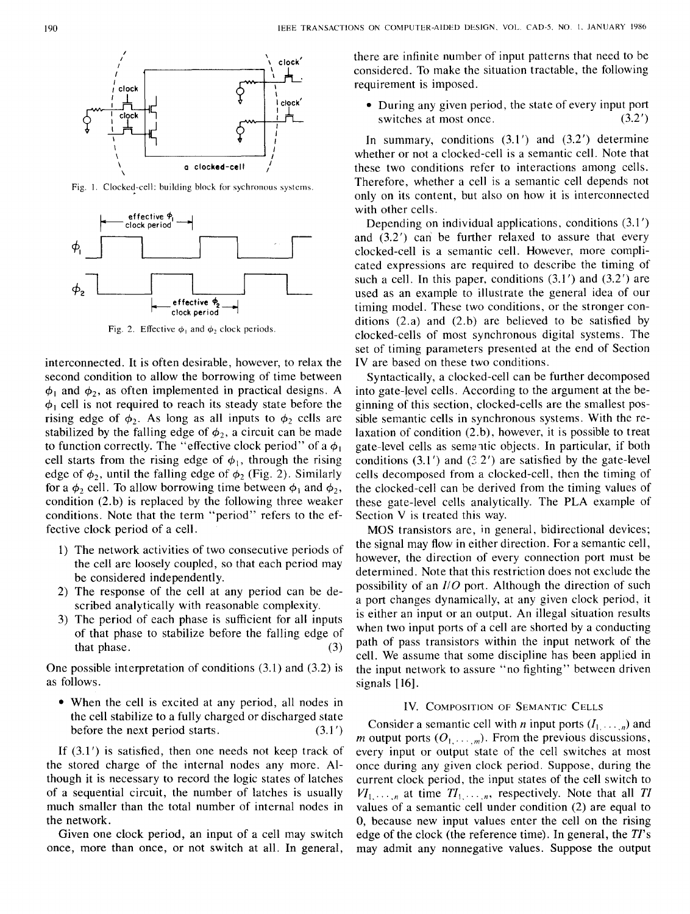Fig. 1. Clocked-cell: building block for sychronous systems.

Fig. 2. Effective $\phi_1$ and $\phi_2$ clock periods.

interconnected. It is often desirable, however, to relax the second condition to allow the borrowing of time between $\phi_1$ and $\phi_2$, as often implemented in practical designs. A $\phi_1$ cell is not required to reach its steady state before the rising edge of $\phi_2$. As long as all inputs to $\phi_2$ cells are stabilized by the falling edge of $\phi_2$, a circuit can be made to function correctly. The "effective clock period" of a $\phi_1$ cell starts from the rising edge of $\phi_1$, through the rising edge of $\phi_2$, until the falling edge of $\phi_2$ (Fig. 2). Similarly for a $\phi_2$ cell. To allow borrowing time between $\phi_1$ and $\phi_2$, condition (2.b) is replaced by the following three weaker conditions. Note that the term "period" refers to the effective clock period of a cell.

1) The network activities of two consecutive periods of the cell are loosely coupled, so that each period may be considered independently.
2) The response of the cell at any period can be described analytically with reasonable complexity.
3) The period of each phase is sufficient for all inputs of that phase to stabilize before the falling edge of that phase. (3)

One possible interpretation of conditions (3.1) and (3.2) is as follows.

- When the cell is excited at any period, all nodes in the cell stabilize to a fully charged or discharged state before the next period starts. (3.1')

If (3.1') is satisfied, then one needs not keep track of the stored charge of the internal nodes any more. Although it is necessary to record the logic states of latches of a sequential circuit, the number of latches is usually much smaller than the total number of internal nodes in the network.

Given one clock period, an input of a cell may switch once, more than once, or not switch at all. In general, there are infinite number of input patterns that need to be considered. To make the situation tractable, the following requirement is imposed.

- During any given period, the state of every input port switches at most once. (3.2')

In summary, conditions (3.1') and (3.2') determine whether or not a clocked-cell is a semantic cell. Note that these two conditions refer to interactions among cells. Therefore, whether a cell is a semantic cell depends not only on its content, but also on how it is interconnected with other cells.

Depending on individual applications, conditions (3.1') and (3.2') can be further relaxed to assure that every clocked-cell is a semantic cell. However, more complicated expressions are required to describe the timing of such a cell. In this paper, conditions (3.1') and (3.2') are used as an example to illustrate the general idea of our timing model. These two conditions, or the stronger conditions (2.a) and (2.b) are believed to be satisfied by clocked-cells of most synchronous digital systems. The set of timing parameters presented at the end of Section IV are based on these two conditions.

Syntactically, a clocked-cell can be further decomposed into gate-level cells. According to the argument at the beginning of this section, clocked-cells are the smallest possible semantic cells in synchronous systems. With the relaxation of condition (2.b), however, it is possible to treat gate-level cells as semantic objects. In particular, if both conditions (3.1') and (3.2') are satisfied by the gate-level cells decomposed from a clocked-cell, then the timing of the clocked-cell can be derived from the timing values of these gate-level cells analytically. The PLA example of Section V is treated this way.

MOS transistors are, in general, bidirectional devices; the signal may flow in either direction. For a semantic cell, however, the direction of every connection port must be determined. Note that this restriction does not exclude the possibility of an *I/O* port. Although the direction of such a port changes dynamically, at any given clock period, it is either an input or an output. An illegal situation results when two input ports of a cell are shorted by a conducting path of pass transistors within the input network of the cell. We assume that some discipline has been applied in the input network to assure "no fighting" between driven signals [16].

## IV. Composition of Semantic Cells

Consider a semantic cell with $n$ input ports ($I_{1,\ldots,n}$) and $m$ output ports ($O_{1,\ldots,m}$). From the previous discussions, every input or output state of the cell switches at most once during any given clock period. Suppose, during the current clock period, the input states of the cell switch to $VI_{1,\ldots,n}$ at time $TI_{1,\ldots,n}$, respectively. Note that all $TI$ values of a semantic cell under condition (2) are equal to 0, because new input values enter the cell on the rising edge of the clock (the reference time). In general, the $TI$'s may admit any nonnegative values. Suppose the output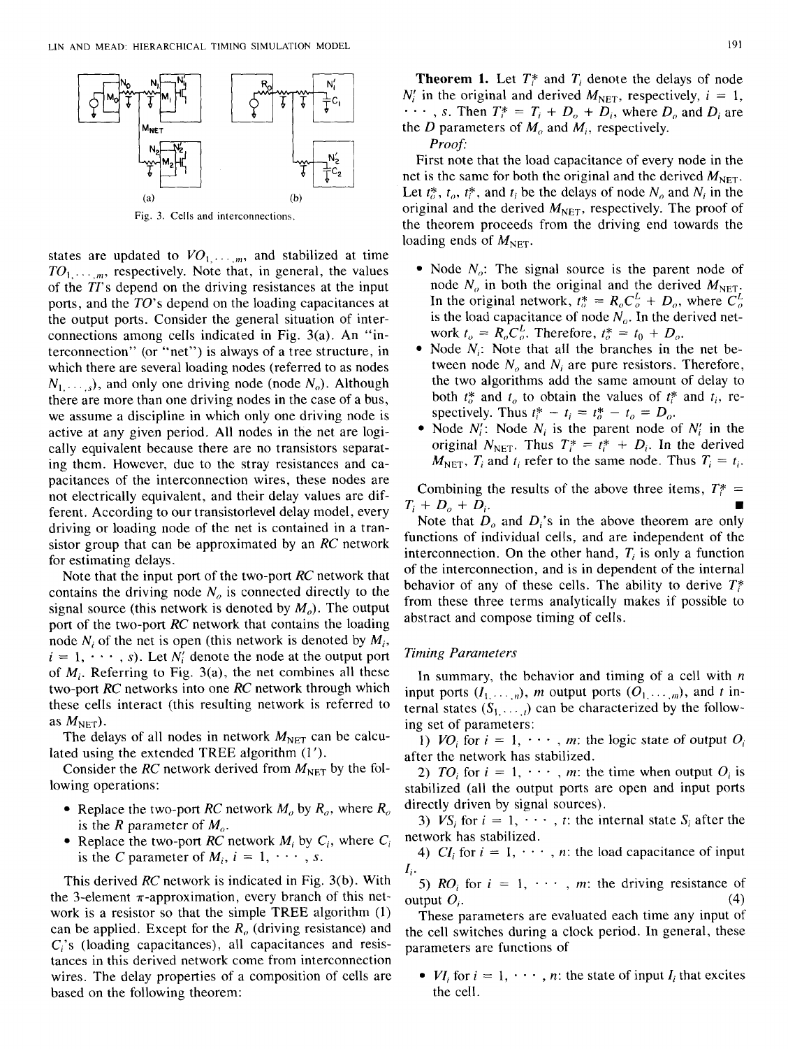Fig. 3. Cells and interconnections.

states are updated to $VO_{1,\cdots,m}$, and stabilized at time $TO_{1,\cdots,m}$, respectively. Note that, in general, the values of the $TI$'s depend on the driving resistances at the input ports, and the $TO$'s depend on the loading capacitances at the output ports. Consider the general situation of interconnections among cells indicated in Fig. 3(a). An "interconnection" (or "net") is always of a tree structure, in which there are several loading nodes (referred to as nodes $N_{1,\cdots,s}$), and only one driving node (node $N_o$). Although there are more than one driving nodes in the case of a bus, we assume a discipline in which only one driving node is active at any given period. All nodes in the net are logically equivalent because there are no transistors separating them. However, due to the stray resistances and capacitances of the interconnection wires, these nodes are not electrically equivalent, and their delay values are different. According to our transistorlevel delay model, every driving or loading node of the net is contained in a transistor group that can be approximated by an $RC$ network for estimating delays.

Note that the input port of the two-port $RC$ network that contains the driving node $N_o$ is connected directly to the signal source (this network is denoted by $M_o$). The output port of the two-port $RC$ network that contains the loading node $N_i$ of the net is open (this network is denoted by $M_i$, $i = 1, \cdots, s$). Let $N_i'$ denote the node at the output port of $M_i$. Referring to Fig. 3(a), the net combines all these two-port $RC$ networks into one $RC$ network through which these cells interact (this resulting network is referred to as $M_{\text{NET}}$).

The delays of all nodes in network $M_{\text{NET}}$ can be calculated using the extended TREE algorithm (1').

Consider the $RC$ network derived from $M_{\text{NET}}$ by the following operations:

- Replace the two-port $RC$ network $M_o$ by $R_o$, where $R_o$ is the $R$ parameter of $M_o$.
- Replace the two-port $RC$ network $M_i$ by $C_i$, where $C_i$ is the $C$ parameter of $M_i$, $i = 1, \cdots, s$.

This derived $RC$ network is indicated in Fig. 3(b). With the 3-element $\pi$-approximation, every branch of this network is a resistor so that the simple TREE algorithm (1) can be applied. Except for the $R_o$ (driving resistance) and $C_i$'s (loading capacitances), all capacitances and resistances in this derived network come from interconnection wires. The delay properties of a composition of cells are based on the following theorem:

**Theorem 1.** Let $T_i^*$ and $T_i$ denote the delays of node $N_i'$ in the original and derived $M_{\text{NET}}$, respectively, $i = 1, \cdots, s$. Then $T_i^* = T_i + D_o + D_i$, where $D_o$ and $D_i$ are the $D$ parameters of $M_o$ and $M_i$, respectively.

*Proof:*

First note that the load capacitance of every node in the net is the same for both the original and the derived $M_{\text{NET}}$. Let $t_o^*$, $t_o$, $t_i^*$, and $t_i$ be the delays of node $N_o$ and $N_i$ in the original and the derived $M_{\text{NET}}$, respectively. The proof of the theorem proceeds from the driving end towards the loading ends of $M_{\text{NET}}$.

- Node $N_o$: The signal source is the parent node of node $N_o$ in both the original and the derived $M_{\text{NET}}$. In the original network, $t_o^* = R_o C_o^L + D_o$, where $C_o^L$ is the load capacitance of node $N_o$. In the derived network $t_o = R_o C_o^L$. Therefore, $t_o^* = t_0 + D_o$.
- Node $N_i$: Note that all the branches in the net between node $N_o$ and $N_i$ are pure resistors. Therefore, the two algorithms add the same amount of delay to both $t_o^*$ and $t_o$ to obtain the values of $t_i^*$ and $t_i$, respectively. Thus $t_i^* - t_i = t_o^* - t_o = D_o$.
- Node $N_i'$: Node $N_i$ is the parent node of $N_i'$ in the original $N_{\text{NET}}$. Thus $T_i^* = t_i^* + D_i$. In the derived $M_{\text{NET}}$, $T_i$ and $t_i$ refer to the same node. Thus $T_i = t_i$.

Combining the results of the above three items, $T_i^* = T_i + D_o + D_i$. ∎

Note that $D_o$ and $D_i$'s in the above theorem are only functions of individual cells, and are independent of the interconnection. On the other hand, $T_i$ is only a function of the interconnection, and is in dependent of the internal behavior of any of these cells. The ability to derive $T_i^*$ from these three terms analytically makes if possible to abstract and compose timing of cells.

### *Timing Parameters*

In summary, the behavior and timing of a cell with $n$ input ports ($I_{1,\cdots,n}$), $m$ output ports ($O_{1,\cdots,m}$), and $t$ internal states ($S_{1,\cdots,t}$) can be characterized by the following set of parameters:

1) $VO_i$ for $i = 1, \cdots, m$: the logic state of output $O_i$ after the network has stabilized.

2) $TO_i$ for $i = 1, \cdots, m$: the time when output $O_i$ is stabilized (all the output ports are open and input ports directly driven by signal sources).

3) $VS_i$ for $i = 1, \cdots, t$: the internal state $S_i$ after the network has stabilized.

4) $CI_i$ for $i = 1, \cdots, n$: the load capacitance of input $I_i$.

5) $RO_i$ for $i = 1, \cdots, m$: the driving resistance of output $O_i$. (4)

These parameters are evaluated each time any input of the cell switches during a clock period. In general, these parameters are functions of

- $VI_i$ for $i = 1, \cdots, n$: the state of input $I_i$ that excites the cell.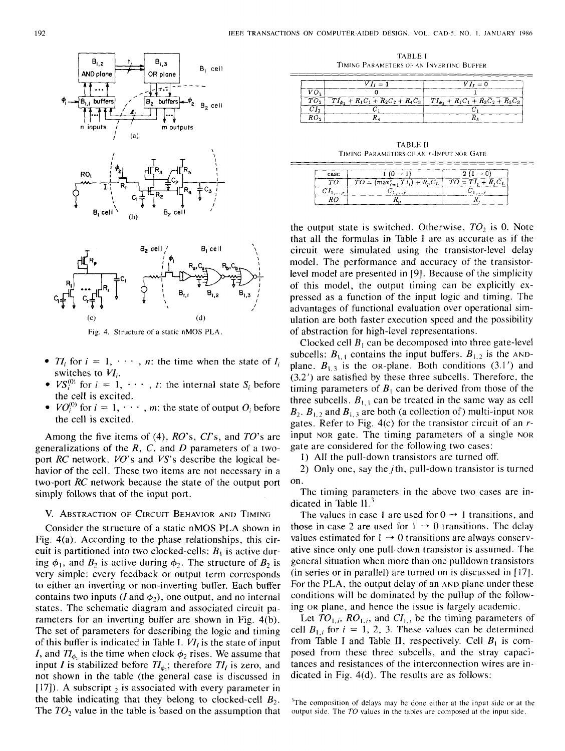Fig. 4. Structure of a static nMOS PLA.

- $TI_i$ for $i = 1, \cdots, n$: the time when the state of $I_i$ switches to $VI_i$.
- $VS_i^{(0)}$ for $i = 1, \cdots, t$: the internal state $S_i$ before the cell is excited.
- $VO_i^{(0)}$ for $i = 1, \cdots, m$: the state of output $O_i$ before the cell is excited.

Among the five items of (4), $RO$'s, $CI$'s, and $TO$'s are generalizations of the $R$, $C$, and $D$ parameters of a two-port $RC$ network. $VO$'s and $VS$'s describe the logical behavior of the cell. These two items are not necessary in a two-port $RC$ network because the state of the output port simply follows that of the input port.

## V. Abstraction of Circuit Behavior and Timing

Consider the structure of a static nMOS PLA shown in Fig. 4(a). According to the phase relationships, this circuit is partitioned into two clocked-cells: $B_1$ is active during $\phi_1$, and $B_2$ is active during $\phi_2$. The structure of $B_2$ is very simple: every feedback or output term corresponds to either an inverting or non-inverting buffer. Each buffer contains two inputs ($I$ and $\phi_2$), one output, and no internal states. The schematic diagram and associated circuit parameters for an inverting buffer are shown in Fig. 4(b). The set of parameters for describing the logic and timing of this buffer is indicated in Table I. $VI_I$ is the state of input $I$, and $TI_{\phi_2}$ is the time when clock $\phi_2$ rises. We assume that input $I$ is stabilized before $TI_{\phi_2}$; therefore $TI_I$ is zero, and not shown in the table (the general case is discussed in [17]). A subscript $_2$ is associated with every parameter in the table indicating that they belong to clocked-cell $B_2$. The $TO_2$ value in the table is based on the assumption that the output state is switched. Otherwise, $TO_2$ is 0. Note that all the formulas in Table I are as accurate as if the circuit were simulated using the transistor-level delay model. The performance and accuracy of the transistor-level model are presented in [9]. Because of the simplicity of this model, the output timing can be explicitly expressed as a function of the input logic and timing. The advantages of functional evaluation over operational simulation are both faster execution speed and the possibility of abstraction for high-level representations.

TABLE I
Timing Parameters of an Inverting Buffer

| | $VI_I = 1$ | $VI_I = 0$ |
|---|---|---|
| $VO_2$ | 0 | 1 |
| $TO_2$ | $TI_{\phi_2} + R_1C_1 + R_2C_2 + R_4C_3$ | $TI_{\phi_2} + R_1C_1 + R_3C_2 + R_5C_3$ |
| $CI_2$ | $C_1$ | $C_1$ |
| $RO_2$ | $R_4$ | $R_5$ |

TABLE II
Timing Parameters of an $r$-Input NOR Gate

| case | 1 $(0 \rightarrow 1)$ | 2 $(1 \rightarrow 0)$ |
|---|---|---|
| $TO$ | $TO = (\max_{i=1}^{r} TI_i) + R_pC_L$ | $TO = TI_j + R_jC_L$ |
| $CI_{1,\ldots,r}$ | $C_{1,\ldots,r}$ | $C_{1,\ldots,r}$ |
| $RO$ | $R_p$ | $R_j$ |

Clocked cell $B_1$ can be decomposed into three gate-level subcells: $B_{1,1}$ contains the input buffers. $B_{1,2}$ is the AND-plane. $B_{1,3}$ is the OR-plane. Both conditions (3.1′) and (3.2′) are satisfied by these three subcells. Therefore, the timing parameters of $B_1$ can be derived from those of the three subcells. $B_{1,1}$ can be treated in the same way as cell $B_2$. $B_{1,2}$ and $B_{1,3}$ are both (a collection of) multi-input NOR gates. Refer to Fig. 4(c) for the transistor circuit of an $r$-input NOR gate. The timing parameters of a single NOR gate are considered for the following two cases:

1) All the pull-down transistors are turned off.
2) Only one, say the $j$th, pull-down transistor is turned on.

The timing parameters in the above two cases are indicated in Table II.[3]

The values in case 1 are used for $0 \rightarrow 1$ transitions, and those in case 2 are used for $1 \rightarrow 0$ transitions. The delay values estimated for $1 \rightarrow 0$ transitions are always conservative since only one pull-down transistor is assumed. The general situation when more than one pulldown transistors (in series or in parallel) are turned on is discussed in [17]. For the PLA, the output delay of an AND plane under these conditions will be dominated by the pullup of the following OR plane, and hence the issue is largely academic.

Let $TO_{1,i}$, $RO_{1,i}$, and $CI_{1,i}$ be the timing parameters of cell $B_{1,i}$ for $i = 1, 2, 3$. These values can be determined from Table I and Table II, respectively. Cell $B_1$ is composed from these three subcells, and the stray capacitances and resistances of the interconnection wires are indicated in Fig. 4(d). The results are as follows:

[3] The composition of delays may be done either at the input side or at the output side. The $TO$ values in the tables are composed at the input side.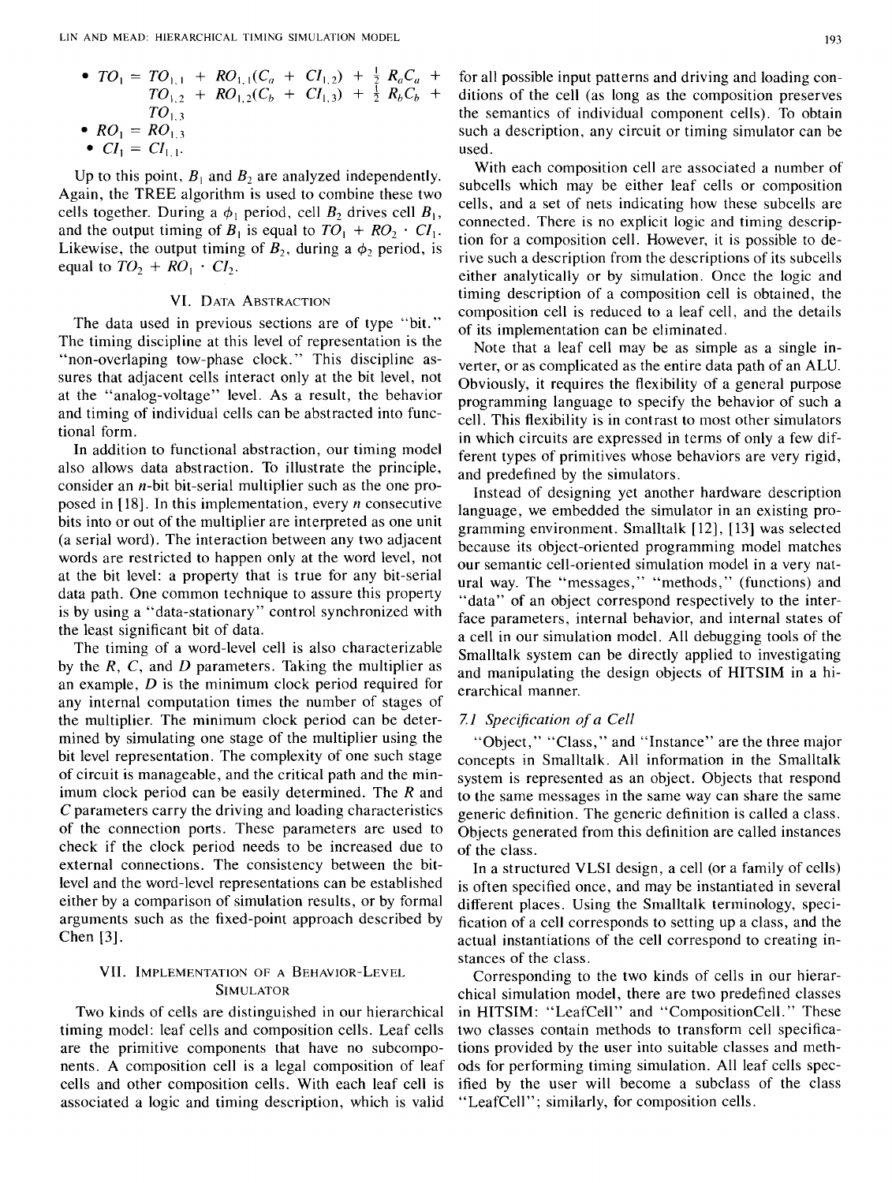- $TO_1 = TO_{1,1} + RO_{1,1}(C_a + CI_{1,2}) + \frac{1}{2} R_a C_a + TO_{1,2} + RO_{1,2}(C_b + CI_{1,3}) + \frac{1}{2} R_b C_b + TO_{1,3}$
- $RO_1 = RO_{1,3}$
- $CI_1 = CI_{1,1}$.

Up to this point, $B_1$ and $B_2$ are analyzed independently. Again, the TREE algorithm is used to combine these two cells together. During a $\phi_1$ period, cell $B_2$ drives cell $B_1$, and the output timing of $B_1$ is equal to $TO_1 + RO_2 \cdot CI_1$. Likewise, the output timing of $B_2$, during a $\phi_2$ period, is equal to $TO_2 + RO_1 \cdot CI_2$.

## VI. Data Abstraction

The data used in previous sections are of type "bit." The timing discipline at this level of representation is the "non-overlaping tow-phase clock." This discipline assures that adjacent cells interact only at the bit level, not at the "analog-voltage" level. As a result, the behavior and timing of individual cells can be abstracted into functional form.

In addition to functional abstraction, our timing model also allows data abstraction. To illustrate the principle, consider an $n$-bit bit-serial multiplier such as the one proposed in [18]. In this implementation, every $n$ consecutive bits into or out of the multiplier are interpreted as one unit (a serial word). The interaction between any two adjacent words are restricted to happen only at the word level, not at the bit level: a property that is true for any bit-serial data path. One common technique to assure this property is by using a "data-stationary" control synchronized with the least significant bit of data.

The timing of a word-level cell is also characterizable by the $R$, $C$, and $D$ parameters. Taking the multiplier as an example, $D$ is the minimum clock period required for any internal computation times the number of stages of the multiplier. The minimum clock period can be determined by simulating one stage of the multiplier using the bit level representation. The complexity of one such stage of circuit is manageable, and the critical path and the minimum clock period can be easily determined. The $R$ and $C$ parameters carry the driving and loading characteristics of the connection ports. These parameters are used to check if the clock period needs to be increased due to external connections. The consistency between the bit-level and the word-level representations can be established either by a comparison of simulation results, or by formal arguments such as the fixed-point approach described by Chen [3].

## VII. Implementation of a Behavior-Level Simulator

Two kinds of cells are distinguished in our hierarchical timing model: leaf cells and composition cells. Leaf cells are the primitive components that have no subcomponents. A composition cell is a legal composition of leaf cells and other composition cells. With each leaf cell is associated a logic and timing description, which is valid for all possible input patterns and driving and loading conditions of the cell (as long as the composition preserves the semantics of individual component cells). To obtain such a description, any circuit or timing simulator can be used.

With each composition cell are associated a number of subcells which may be either leaf cells or composition cells, and a set of nets indicating how these subcells are connected. There is no explicit logic and timing description for a composition cell. However, it is possible to derive such a description from the descriptions of its subcells either analytically or by simulation. Once the logic and timing description of a composition cell is obtained, the composition cell is reduced to a leaf cell, and the details of its implementation can be eliminated.

Note that a leaf cell may be as simple as a single inverter, or as complicated as the entire data path of an ALU. Obviously, it requires the flexibility of a general purpose programming language to specify the behavior of such a cell. This flexibility is in contrast to most other simulators in which circuits are expressed in terms of only a few different types of primitives whose behaviors are very rigid, and predefined by the simulators.

Instead of designing yet another hardware description language, we embedded the simulator in an existing programming environment. Smalltalk [12], [13] was selected because its object-oriented programming model matches our semantic cell-oriented simulation model in a very natural way. The "messages," "methods," (functions) and "data" of an object correspond respectively to the interface parameters, internal behavior, and internal states of a cell in our simulation model. All debugging tools of the Smalltalk system can be directly applied to investigating and manipulating the design objects of HITSIM in a hierarchical manner.

### 7.1 Specification of a Cell

"Object," "Class," and "Instance" are the three major concepts in Smalltalk. All information in the Smalltalk system is represented as an object. Objects that respond to the same messages in the same way can share the same generic definition. The generic definition is called a class. Objects generated from this definition are called instances of the class.

In a structured VLSI design, a cell (or a family of cells) is often specified once, and may be instantiated in several different places. Using the Smalltalk terminology, specification of a cell corresponds to setting up a class, and the actual instantiations of the cell correspond to creating instances of the class.

Corresponding to the two kinds of cells in our hierarchical simulation model, there are two predefined classes in HITSIM: "LeafCell" and "CompositionCell." These two classes contain methods to transform cell specifications provided by the user into suitable classes and methods for performing timing simulation. All leaf cells specified by the user will become a subclass of the class "LeafCell"; similarly, for composition cells.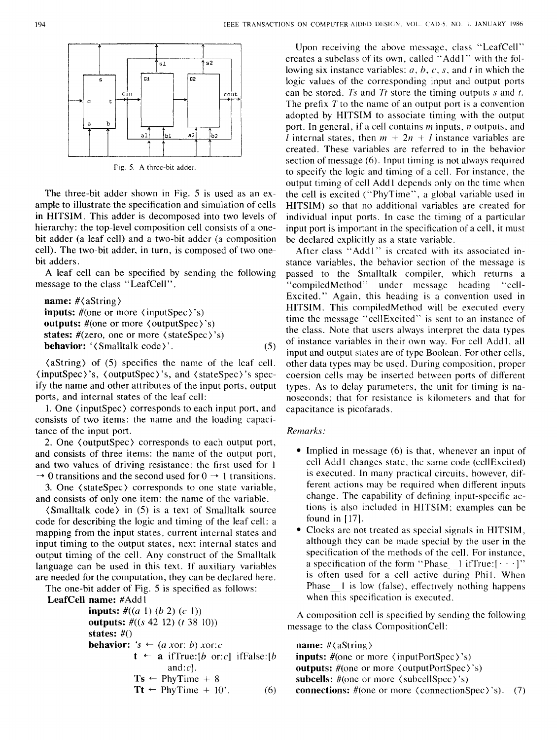Fig. 5. A three-bit adder.

The three-bit adder shown in Fig. 5 is used as an example to illustrate the specification and simulation of cells in HITSIM. This adder is decomposed into two levels of hierarchy: the top-level composition cell consists of a one-bit adder (a leaf cell) and a two-bit adder (a composition cell). The two-bit adder, in turn, is composed of two one-bit adders.

A leaf cell can be specified by sending the following message to the class "LeafCell".

```
name: #<aString>
inputs: #(one or more <inputSpec>'s)
outputs: #(one or more <outputSpec>'s)
states: #(zero, one or more <stateSpec>'s)
behavior: '<Smalltalk code>'.                    (5)
```

⟨aString⟩ of (5) specifies the name of the leaf cell. ⟨inputSpec⟩'s, ⟨outputSpec⟩'s, and ⟨stateSpec⟩'s specify the name and other attributes of the input ports, output ports, and internal states of the leaf cell:

1. One ⟨inputSpec⟩ corresponds to each input port, and consists of two items: the name and the loading capacitance of the input port.
2. One ⟨outputSpec⟩ corresponds to each output port, and consists of three items: the name of the output port, and two values of driving resistance: the first used for 1 → 0 transitions and the second used for 0 → 1 transitions.
3. One ⟨stateSpec⟩ corresponds to one state variable, and consists of only one item: the name of the variable.

⟨Smalltalk code⟩ in (5) is a text of Smalltalk source code for describing the logic and timing of the leaf cell: a mapping from the input states, current internal states and input timing to the output states, next internal states and output timing of the cell. Any construct of the Smalltalk language can be used in this text. If auxiliary variables are needed for the computation, they can be declared here.

The one-bit adder of Fig. 5 is specified as follows:

```
LeafCell name: #Add1
         inputs: #((a 1) (b 2) (c 1))
         outputs: #((s 42 12) (t 38 10))
         states: #()
         behavior: 's ← (a xor: b) xor:c
                    t ← a ifTrue:[b or:c] ifFalse:[b
                        and:c].
                    Ts ← PhyTime + 8
                    Tt ← PhyTime + 10'.                (6)
```

Upon receiving the above message, class "LeafCell" creates a subclass of its own, called "Add1" with the following six instance variables: *a*, *b*, *c*, *s*, and *t* in which the logic values of the corresponding input and output ports can be stored. *Ts* and *Tt* store the timing outputs *s* and *t*. The prefix *T* to the name of an output port is a convention adopted by HITSIM to associate timing with the output port. In general, if a cell contains $m$ inputs, $n$ outputs, and $l$ internal states, then $m + 2n + l$ instance variables are created. These variables are referred to in the behavior section of message (6). Input timing is not always required to specify the logic and timing of a cell. For instance, the output timing of cell Add1 depends only on the time when the cell is excited ("PhyTime", a global variable used in HITSIM) so that no additional variables are created for individual input ports. In case the timing of a particular input port is important in the specification of a cell, it must be declared explicitly as a state variable.

After class "Add1" is created with its associated instance variables, the behavior section of the message is passed to the Smalltalk compiler, which returns a "compiledMethod" under message heading "cellExcited." Again, this heading is a convention used in HITSIM. This compiledMethod will be executed every time the message "cellExcited" is sent to an instance of the class. Note that users always interpret the data types of instance variables in their own way. For cell Add1, all input and output states are of type Boolean. For other cells, other data types may be used. During composition, proper coersion cells may be inserted between ports of different types. As to delay parameters, the unit for timing is nanoseconds; that for resistance is kilometers and that for capacitance is picofarads.

*Remarks:*

- Implied in message (6) is that, whenever an input of cell Add1 changes state, the same code (cellExcited) is executed. In many practical circuits, however, different actions may be required when different inputs change. The capability of defining input-specific actions is also included in HITSIM; examples can be found in [17].
- Clocks are not treated as special signals in HITSIM, although they can be made special by the user in the specification of the methods of the cell. For instance, a specification of the form "Phase_1 ifTrue:[· · ·]" is often used for a cell active during Phi1. When Phase_1 is low (false), effectively nothing happens when this specification is executed.

A composition cell is specified by sending the following message to the class CompositionCell:

```
name: #<aString>
inputs: #(one or more <inputPortSpec>'s)
outputs: #(one or more <outputPortSpec>'s)
subcells: #(one or more <subcellSpec>'s)
connections: #(one or more <connectionSpec>'s).    (7)
```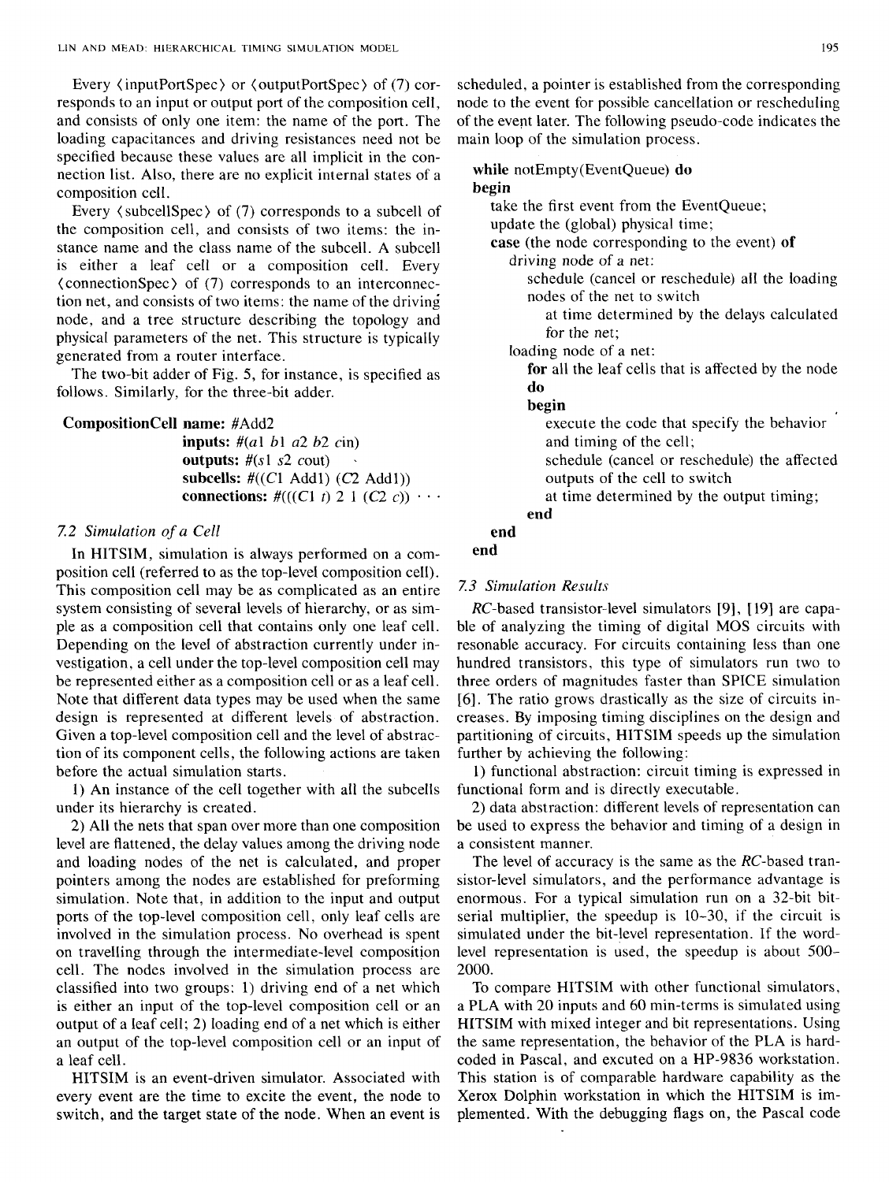Every ⟨inputPortSpec⟩ or ⟨outputPortSpec⟩ of (7) corresponds to an input or output port of the composition cell, and consists of only one item: the name of the port. The loading capacitances and driving resistances need not be specified because these values are all implicit in the connection list. Also, there are no explicit internal states of a composition cell.

Every ⟨subcellSpec⟩ of (7) corresponds to a subcell of the composition cell, and consists of two items: the instance name and the class name of the subcell. A subcell is either a leaf cell or a composition cell. Every ⟨connectionSpec⟩ of (7) corresponds to an interconnection net, and consists of two items: the name of the driving node, and a tree structure describing the topology and physical parameters of the net. This structure is typically generated from a router interface.

The two-bit adder of Fig. 5, for instance, is specified as follows. Similarly, for the three-bit adder.

```
CompositionCell name: #Add2
                inputs: #(a1 b1 a2 b2 cin)
                outputs: #(s1 s2 cout)
                subcells: #((C1 Add1) (C2 Add1))
                connections: #(((C1 t) 2 1 (C2 c)) · · ·
```

### 7.2 Simulation of a Cell

In HITSIM, simulation is always performed on a composition cell (referred to as the top-level composition cell). This composition cell may be as complicated as an entire system consisting of several levels of hierarchy, or as simple as a composition cell that contains only one leaf cell. Depending on the level of abstraction currently under investigation, a cell under the top-level composition cell may be represented either as a composition cell or as a leaf cell. Note that different data types may be used when the same design is represented at different levels of abstraction. Given a top-level composition cell and the level of abstraction of its component cells, the following actions are taken before the actual simulation starts.

1) An instance of the cell together with all the subcells under its hierarchy is created.

2) All the nets that span over more than one composition level are flattened, the delay values among the driving node and loading nodes of the net is calculated, and proper pointers among the nodes are established for preforming simulation. Note that, in addition to the input and output ports of the top-level composition cell, only leaf cells are involved in the simulation process. No overhead is spent on travelling through the intermediate-level composition cell. The nodes involved in the simulation process are classified into two groups: 1) driving end of a net which is either an input of the top-level composition cell or an output of a leaf cell; 2) loading end of a net which is either an output of the top-level composition cell or an input of a leaf cell.

HITSIM is an event-driven simulator. Associated with every event are the time to excite the event, the node to switch, and the target state of the node. When an event is scheduled, a pointer is established from the corresponding node to the event for possible cancellation or rescheduling of the event later. The following pseudo-code indicates the main loop of the simulation process.

```
while notEmpty(EventQueue) do
begin
   take the first event from the EventQueue;
   update the (global) physical time;
   case (the node corresponding to the event) of
      driving node of a net:
         schedule (cancel or reschedule) all the loading
         nodes of the net to switch
            at time determined by the delays calculated
            for the net;
      loading node of a net:
         for all the leaf cells that is affected by the node
         do
         begin
            execute the code that specify the behavior
            and timing of the cell;
            schedule (cancel or reschedule) the affected
            outputs of the cell to switch
            at time determined by the output timing;
         end
   end
end
```

### 7.3 Simulation Results

*RC*-based transistor-level simulators [9], [19] are capable of analyzing the timing of digital MOS circuits with resonable accuracy. For circuits containing less than one hundred transistors, this type of simulators run two to three orders of magnitudes faster than SPICE simulation [6]. The ratio grows drastically as the size of circuits increases. By imposing timing disciplines on the design and partitioning of circuits, HITSIM speeds up the simulation further by achieving the following:

1) functional abstraction: circuit timing is expressed in functional form and is directly executable.

2) data abstraction: different levels of representation can be used to express the behavior and timing of a design in a consistent manner.

The level of accuracy is the same as the *RC*-based transistor-level simulators, and the performance advantage is enormous. For a typical simulation run on a 32-bit bit-serial multiplier, the speedup is 10–30, if the circuit is simulated under the bit-level representation. If the word-level representation is used, the speedup is about 500–2000.

To compare HITSIM with other functional simulators, a PLA with 20 inputs and 60 min-terms is simulated using HITSIM with mixed integer and bit representations. Using the same representation, the behavior of the PLA is hard-coded in Pascal, and excuted on a HP-9836 workstation. This station is of comparable hardware capability as the Xerox Dolphin workstation in which the HITSIM is implemented. With the debugging flags on, the Pascal code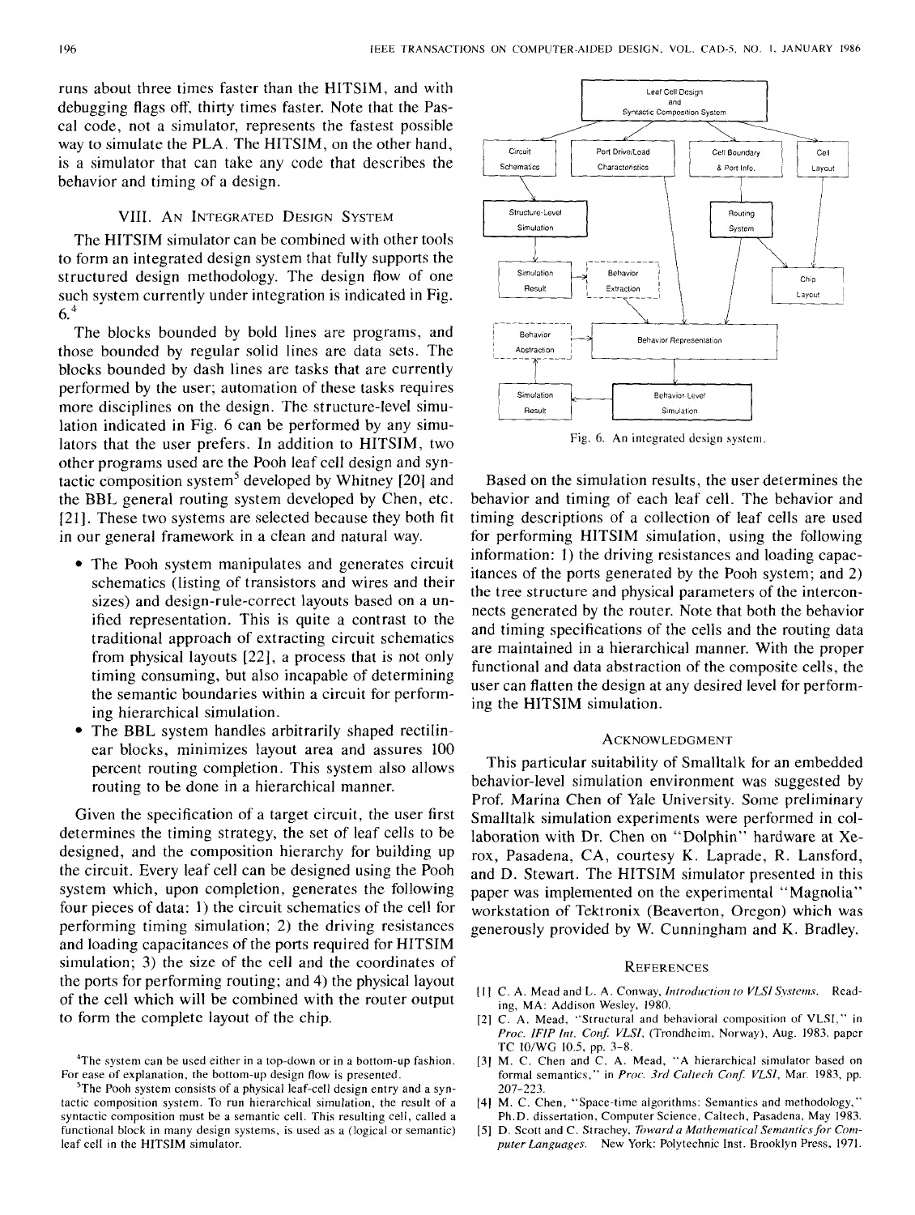runs about three times faster than the HITSIM, and with debugging flags off, thirty times faster. Note that the Pascal code, not a simulator, represents the fastest possible way to simulate the PLA. The HITSIM, on the other hand, is a simulator that can take any code that describes the behavior and timing of a design.

## VIII. An Integrated Design System

The HITSIM simulator can be combined with other tools to form an integrated design system that fully supports the structured design methodology. The design flow of one such system currently under integration is indicated in Fig. 6.[4]

The blocks bounded by bold lines are programs, and those bounded by regular solid lines are data sets. The blocks bounded by dash lines are tasks that are currently performed by the user; automation of these tasks requires more disciplines on the design. The structure-level simulation indicated in Fig. 6 can be performed by any simulators that the user prefers. In addition to HITSIM, two other programs used are the Pooh leaf cell design and syntactic composition system[5] developed by Whitney [20] and the BBL general routing system developed by Chen, etc. [21]. These two systems are selected because they both fit in our general framework in a clean and natural way.

- The Pooh system manipulates and generates circuit schematics (listing of transistors and wires and their sizes) and design-rule-correct layouts based on a unified representation. This is quite a contrast to the traditional approach of extracting circuit schematics from physical layouts [22], a process that is not only timing consuming, but also incapable of determining the semantic boundaries within a circuit for performing hierarchical simulation.
- The BBL system handles arbitrarily shaped rectilinear blocks, minimizes layout area and assures 100 percent routing completion. This system also allows routing to be done in a hierarchical manner.

Given the specification of a target circuit, the user first determines the timing strategy, the set of leaf cells to be designed, and the composition hierarchy for building up the circuit. Every leaf cell can be designed using the Pooh system which, upon completion, generates the following four pieces of data: 1) the circuit schematics of the cell for performing timing simulation; 2) the driving resistances and loading capacitances of the ports required for HITSIM simulation; 3) the size of the cell and the coordinates of the ports for performing routing; and 4) the physical layout of the cell which will be combined with the router output to form the complete layout of the chip.

[4]The system can be used either in a top-down or in a bottom-up fashion. For ease of explanation, the bottom-up design flow is presented.

[5]The Pooh system consists of a physical leaf-cell design entry and a syntactic composition system. To run hierarchical simulation, the result of a syntactic composition must be a semantic cell. This resulting cell, called a functional block in many design systems, is used as a (logical or semantic) leaf cell in the HITSIM simulator.

Leaf Cell Design and Syntactic Composition System; Circuit Schematics; Port Drive/Load Characteristics; Cell Boundary & Port Info.; Cell Layout; Structure-Level Simulation; Routing System; Simulation Result; Behavior Extraction; Chip Layout; Behavior Abstraction; Behavior Representation; Simulation Result; Behavior-Level Simulation

Fig. 6. An integrated design system.

Based on the simulation results, the user determines the behavior and timing of each leaf cell. The behavior and timing descriptions of a collection of leaf cells are used for performing HITSIM simulation, using the following information: 1) the driving resistances and loading capacitances of the ports generated by the Pooh system; and 2) the tree structure and physical parameters of the interconnects generated by the router. Note that both the behavior and timing specifications of the cells and the routing data are maintained in a hierarchical manner. With the proper functional and data abstraction of the composite cells, the user can flatten the design at any desired level for performing the HITSIM simulation.

## Acknowledgment

This particular suitability of Smalltalk for an embedded behavior-level simulation environment was suggested by Prof. Marina Chen of Yale University. Some preliminary Smalltalk simulation experiments were performed in collaboration with Dr. Chen on "Dolphin" hardware at Xerox, Pasadena, CA, courtesy K. Laprade, R. Lansford, and D. Stewart. The HITSIM simulator presented in this paper was implemented on the experimental "Magnolia" workstation of Tektronix (Beaverton, Oregon) which was generously provided by W. Cunningham and K. Bradley.

## References

[1] C. A. Mead and L. A. Conway, *Introduction to VLSI Systems*. Reading, MA: Addison Wesley, 1980.

[2] C. A. Mead, "Structural and behavioral composition of VLSI," in *Proc. IFIP Int. Conf. VLSI*, (Trondheim, Norway), Aug. 1983, paper TC 10/WG 10.5, pp. 3–8.

[3] M. C. Chen and C. A. Mead, "A hierarchical simulator based on formal semantics," in *Proc. 3rd Caltech Conf. VLSI*, Mar. 1983, pp. 207–223.

[4] M. C. Chen, "Space-time algorithms: Semantics and methodology," Ph.D. dissertation, Computer Science, Caltech, Pasadena, May 1983.

[5] D. Scott and C. Strachey, *Toward a Mathematical Semantics for Computer Languages*. New York: Polytechnic Inst. Brooklyn Press, 1971.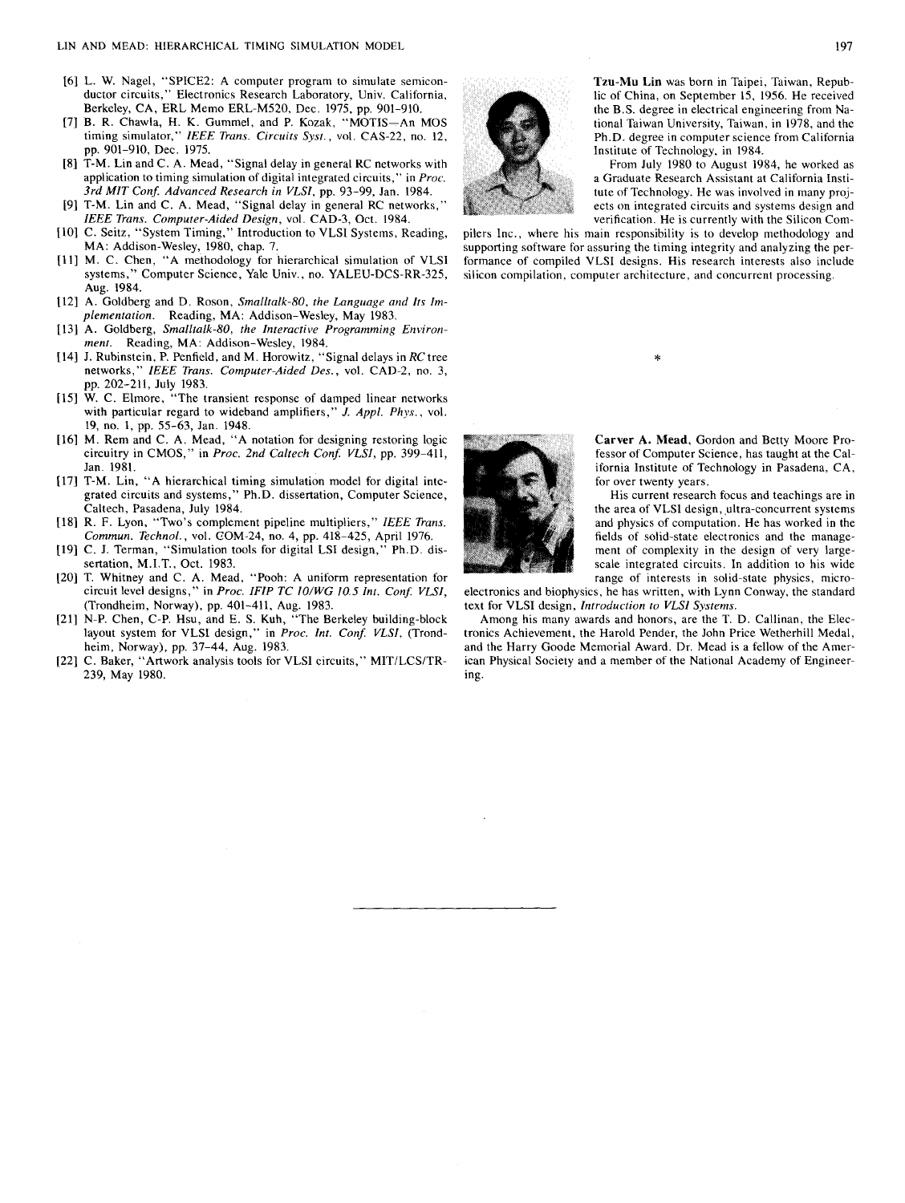[6] L. W. Nagel, "SPICE2: A computer program to simulate semiconductor circuits," Electronics Research Laboratory, Univ. California, Berkeley, CA, ERL Memo ERL-M520, Dec. 1975, pp. 901–910.

[7] B. R. Chawla, H. K. Gummel, and P. Kozak, "MOTIS—An MOS timing simulator," *IEEE Trans. Circuits Syst.*, vol. CAS-22, no. 12, pp. 901–910, Dec. 1975.

[8] T-M. Lin and C. A. Mead, "Signal delay in general RC networks with application to timing simulation of digital integrated circuits," in *Proc. 3rd MIT Conf. Advanced Research in VLSI*, pp. 93–99, Jan. 1984.

[9] T-M. Lin and C. A. Mead, "Signal delay in general RC networks," *IEEE Trans. Computer-Aided Design*, vol. CAD-3, Oct. 1984.

[10] C. Seitz, "System Timing," Introduction to VLSI Systems, Reading, MA: Addison-Wesley, 1980, chap. 7.

[11] M. C. Chen, "A methodology for hierarchical simulation of VLSI systems," Computer Science, Yale Univ., no. YALEU-DCS-RR-325, Aug. 1984.

[12] A. Goldberg and D. Roson, *Smalltalk-80, the Language and Its Implementation*. Reading, MA: Addison-Wesley, May 1983.

[13] A. Goldberg, *Smalltalk-80, the Interactive Programming Environment*. Reading, MA: Addison-Wesley, 1984.

[14] J. Rubinstein, P. Penfield, and M. Horowitz, "Signal delays in *RC* tree networks," *IEEE Trans. Computer-Aided Des.*, vol. CAD-2, no. 3, pp. 202–211, July 1983.

[15] W. C. Elmore, "The transient response of damped linear networks with particular regard to wideband amplifiers," *J. Appl. Phys.*, vol. 19, no. 1, pp. 55–63, Jan. 1948.

[16] M. Rem and C. A. Mead, "A notation for designing restoring logic circuitry in CMOS," in *Proc. 2nd Caltech Conf. VLSI*, pp. 399–411, Jan. 1981.

[17] T-M. Lin, "A hierarchical timing simulation model for digital integrated circuits and systems," Ph.D. dissertation, Computer Science, Caltech, Pasadena, July 1984.

[18] R. F. Lyon, "Two's complement pipeline multipliers," *IEEE Trans. Commun. Technol.*, vol. COM-24, no. 4, pp. 418–425, April 1976.

[19] C. J. Terman, "Simulation tools for digital LSI design," Ph.D. dissertation, M.I.T., Oct. 1983.

[20] T. Whitney and C. A. Mead, "Pooh: A uniform representation for circuit level designs," in *Proc. IFIP TC 10/WG 10.5 Int. Conf. VLSI*, (Trondheim, Norway), pp. 401–411, Aug. 1983.

[21] N-P. Chen, C-P. Hsu, and E. S. Kuh, "The Berkeley building-block layout system for VLSI design," in *Proc. Int. Conf. VLSI*, (Trondheim, Norway), pp. 37–44, Aug. 1983.

[22] C. Baker, "Artwork analysis tools for VLSI circuits," MIT/LCS/TR-239, May 1980.

**Tzu-Mu Lin** was born in Taipei, Taiwan, Republic of China, on September 15, 1956. He received the B.S. degree in electrical engineering from National Taiwan University, Taiwan, in 1978, and the Ph.D. degree in computer science from California Institute of Technology, in 1984.

From July 1980 to August 1984, he worked as a Graduate Research Assistant at California Institute of Technology. He was involved in many projects on integrated circuits and systems design and verification. He is currently with the Silicon Compilers Inc., where his main responsibility is to develop methodology and supporting software for assuring the timing integrity and analyzing the performance of compiled VLSI designs. His research interests also include silicon compilation, computer architecture, and concurrent processing.

*

**Carver A. Mead**, Gordon and Betty Moore Professor of Computer Science, has taught at the California Institute of Technology in Pasadena, CA, for over twenty years.

His current research focus and teachings are in the area of VLSI design, ultra-concurrent systems and physics of computation. He has worked in the fields of solid-state electronics and the management of complexity in the design of very large-scale integrated circuits. In addition to his wide range of interests in solid-state physics, microelectronics and biophysics, he has written, with Lynn Conway, the standard text for VLSI design, *Introduction to VLSI Systems*.

Among his many awards and honors, are the T. D. Callinan, the Electronics Achievement, the Harold Pender, the John Price Wetherhill Medal, and the Harry Goode Memorial Award. Dr. Mead is a fellow of the American Physical Society and a member of the National Academy of Engineering.